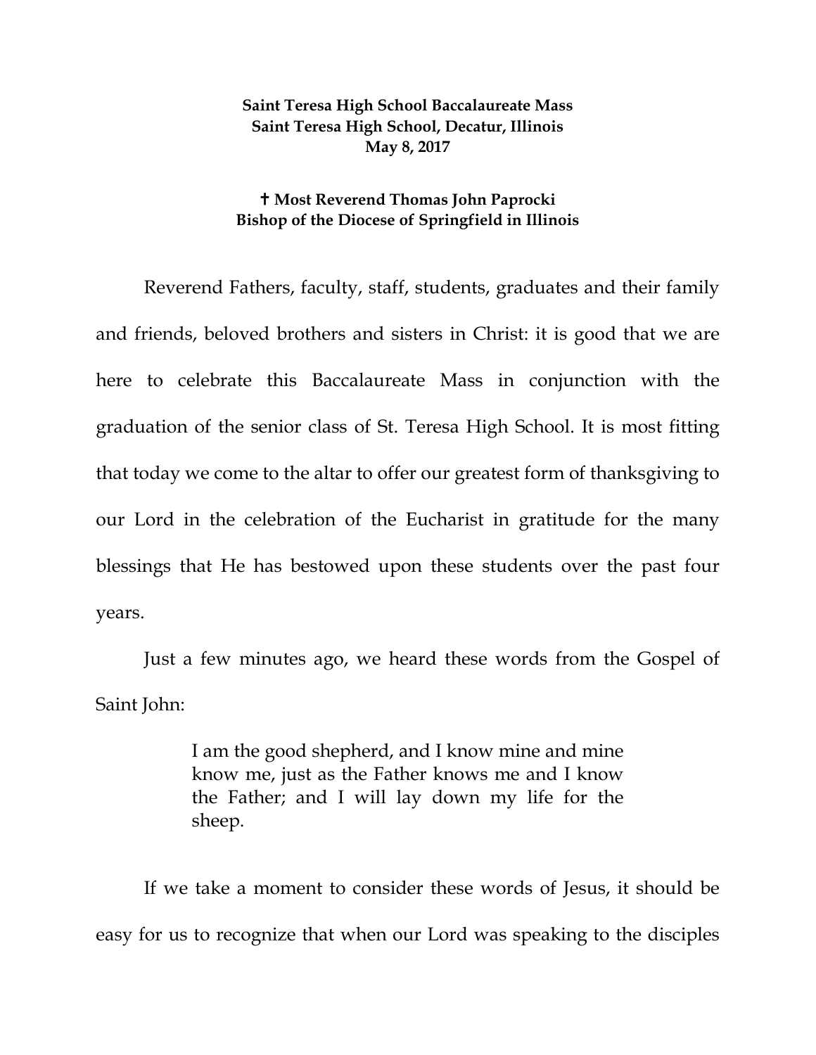**Saint Teresa High School Baccalaureate Mass**
**Saint Teresa High School, Decatur, Illinois**
**May 8, 2017**

**✝ Most Reverend Thomas John Paprocki**
**Bishop of the Diocese of Springfield in Illinois**

Reverend Fathers, faculty, staff, students, graduates and their family and friends, beloved brothers and sisters in Christ: it is good that we are here to celebrate this Baccalaureate Mass in conjunction with the graduation of the senior class of St. Teresa High School. It is most fitting that today we come to the altar to offer our greatest form of thanksgiving to our Lord in the celebration of the Eucharist in gratitude for the many blessings that He has bestowed upon these students over the past four years.

Just a few minutes ago, we heard these words from the Gospel of Saint John:

> I am the good shepherd, and I know mine and mine know me, just as the Father knows me and I know the Father; and I will lay down my life for the sheep.

If we take a moment to consider these words of Jesus, it should be easy for us to recognize that when our Lord was speaking to the disciples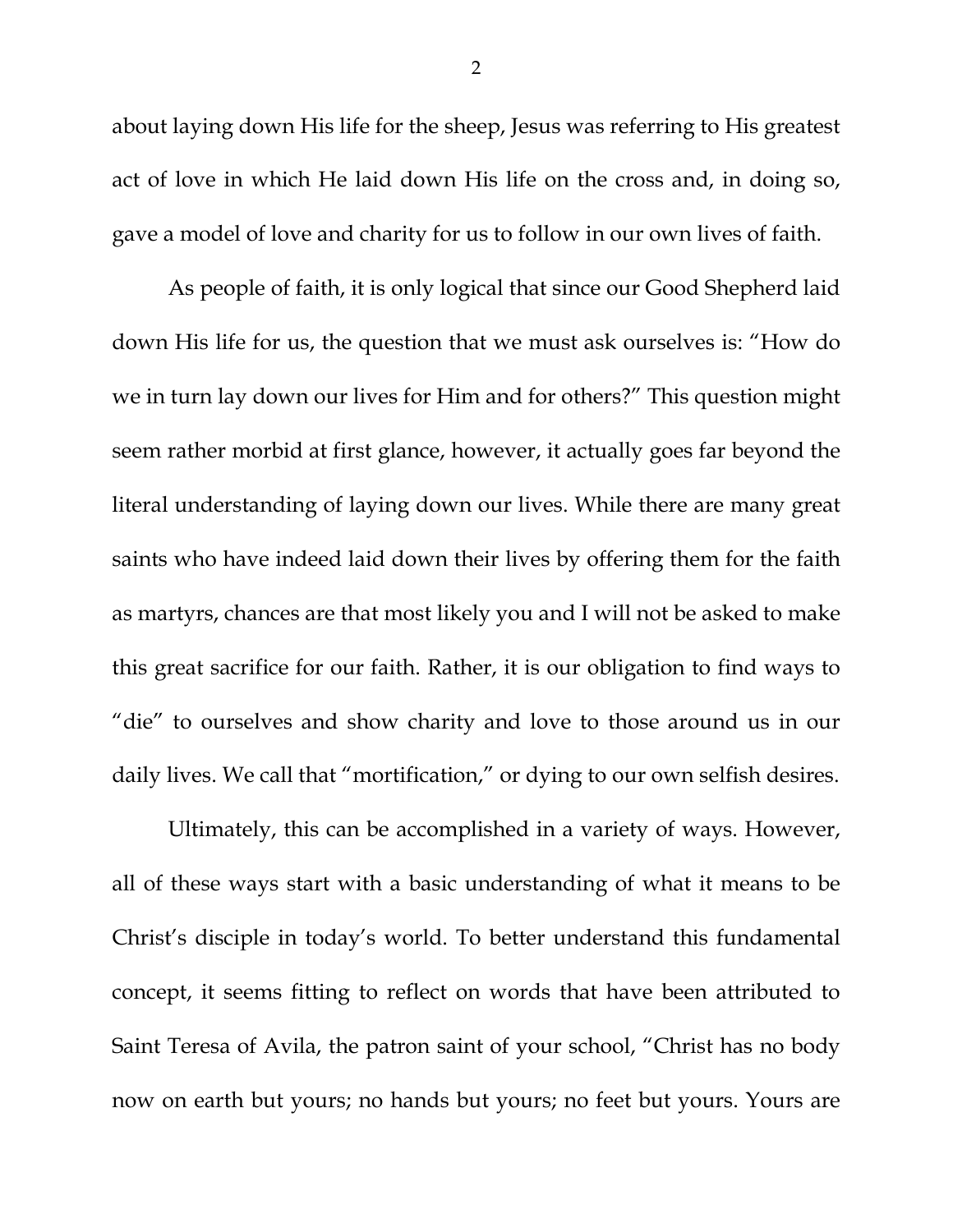about laying down His life for the sheep, Jesus was referring to His greatest act of love in which He laid down His life on the cross and, in doing so, gave a model of love and charity for us to follow in our own lives of faith.

As people of faith, it is only logical that since our Good Shepherd laid down His life for us, the question that we must ask ourselves is: "How do we in turn lay down our lives for Him and for others?" This question might seem rather morbid at first glance, however, it actually goes far beyond the literal understanding of laying down our lives. While there are many great saints who have indeed laid down their lives by offering them for the faith as martyrs, chances are that most likely you and I will not be asked to make this great sacrifice for our faith. Rather, it is our obligation to find ways to "die" to ourselves and show charity and love to those around us in our daily lives. We call that "mortification," or dying to our own selfish desires.

Ultimately, this can be accomplished in a variety of ways. However, all of these ways start with a basic understanding of what it means to be Christ's disciple in today's world. To better understand this fundamental concept, it seems fitting to reflect on words that have been attributed to Saint Teresa of Avila, the patron saint of your school, "Christ has no body now on earth but yours; no hands but yours; no feet but yours. Yours are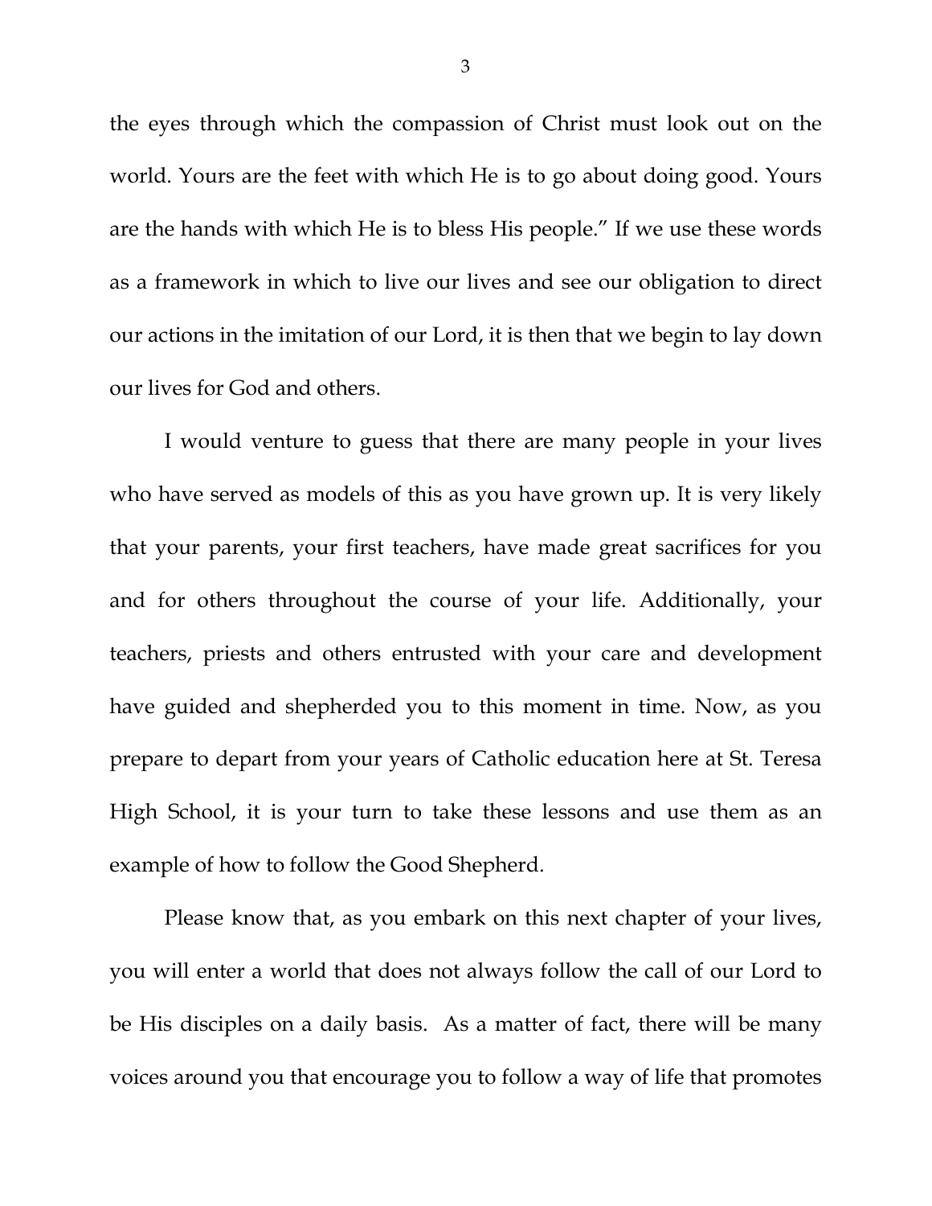the eyes through which the compassion of Christ must look out on the world. Yours are the feet with which He is to go about doing good. Yours are the hands with which He is to bless His people." If we use these words as a framework in which to live our lives and see our obligation to direct our actions in the imitation of our Lord, it is then that we begin to lay down our lives for God and others.

I would venture to guess that there are many people in your lives who have served as models of this as you have grown up. It is very likely that your parents, your first teachers, have made great sacrifices for you and for others throughout the course of your life. Additionally, your teachers, priests and others entrusted with your care and development have guided and shepherded you to this moment in time. Now, as you prepare to depart from your years of Catholic education here at St. Teresa High School, it is your turn to take these lessons and use them as an example of how to follow the Good Shepherd.

Please know that, as you embark on this next chapter of your lives, you will enter a world that does not always follow the call of our Lord to be His disciples on a daily basis. As a matter of fact, there will be many voices around you that encourage you to follow a way of life that promotes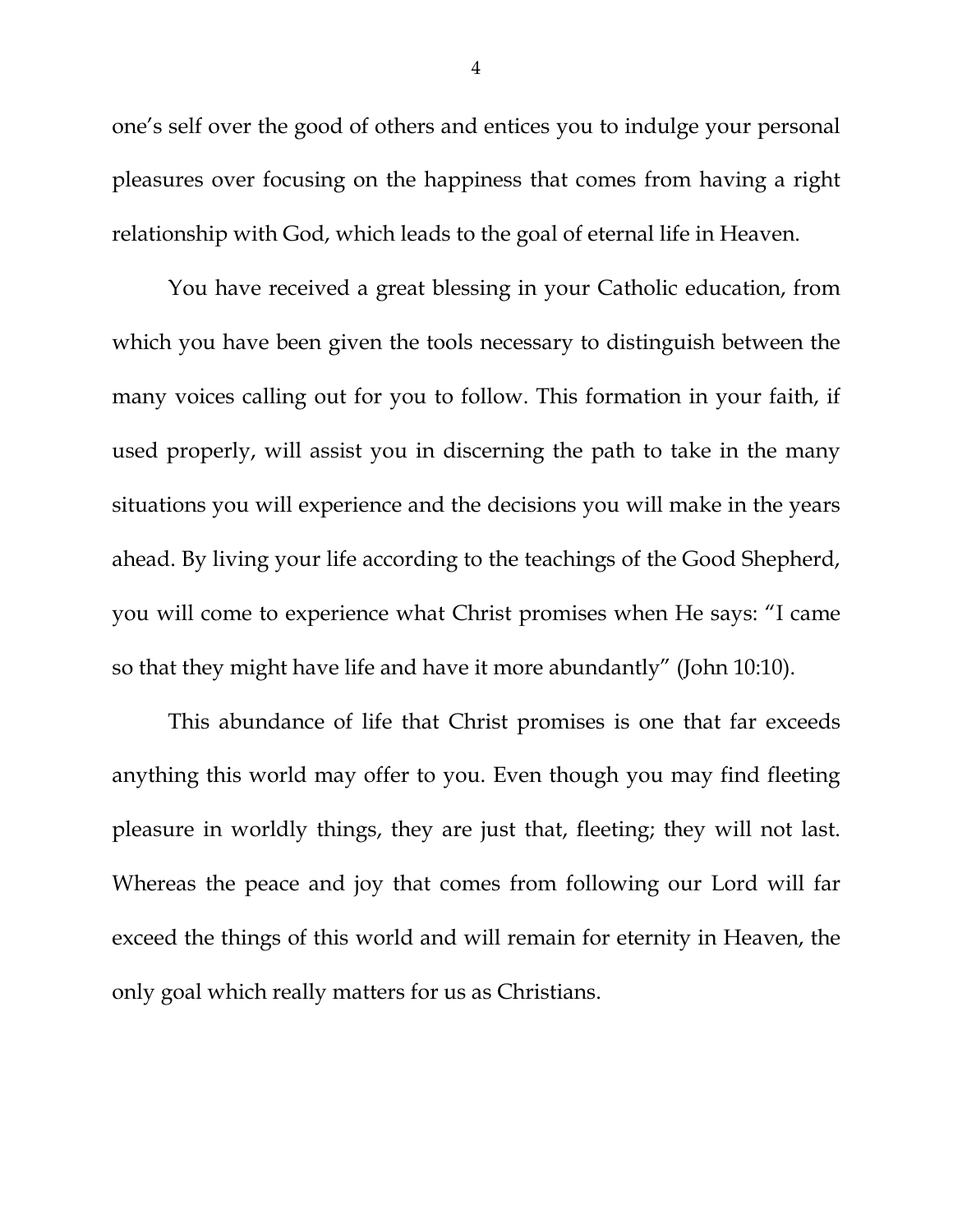one's self over the good of others and entices you to indulge your personal pleasures over focusing on the happiness that comes from having a right relationship with God, which leads to the goal of eternal life in Heaven.

You have received a great blessing in your Catholic education, from which you have been given the tools necessary to distinguish between the many voices calling out for you to follow. This formation in your faith, if used properly, will assist you in discerning the path to take in the many situations you will experience and the decisions you will make in the years ahead. By living your life according to the teachings of the Good Shepherd, you will come to experience what Christ promises when He says: "I came so that they might have life and have it more abundantly" (John 10:10).

This abundance of life that Christ promises is one that far exceeds anything this world may offer to you. Even though you may find fleeting pleasure in worldly things, they are just that, fleeting; they will not last. Whereas the peace and joy that comes from following our Lord will far exceed the things of this world and will remain for eternity in Heaven, the only goal which really matters for us as Christians.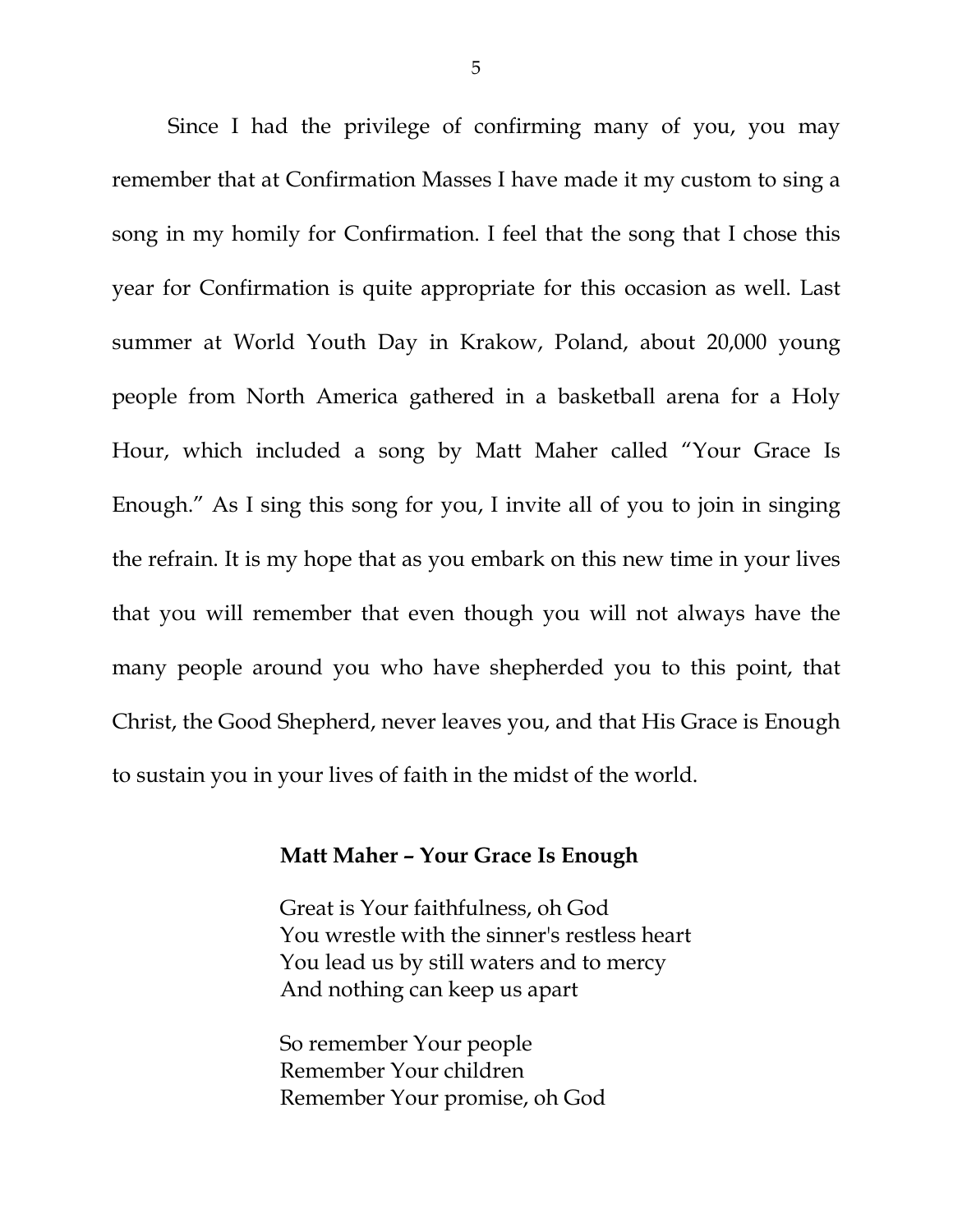Since I had the privilege of confirming many of you, you may remember that at Confirmation Masses I have made it my custom to sing a song in my homily for Confirmation. I feel that the song that I chose this year for Confirmation is quite appropriate for this occasion as well. Last summer at World Youth Day in Krakow, Poland, about 20,000 young people from North America gathered in a basketball arena for a Holy Hour, which included a song by Matt Maher called "Your Grace Is Enough." As I sing this song for you, I invite all of you to join in singing the refrain. It is my hope that as you embark on this new time in your lives that you will remember that even though you will not always have the many people around you who have shepherded you to this point, that Christ, the Good Shepherd, never leaves you, and that His Grace is Enough to sustain you in your lives of faith in the midst of the world.

**Matt Maher – Your Grace Is Enough**

Great is Your faithfulness, oh God
You wrestle with the sinner's restless heart
You lead us by still waters and to mercy
And nothing can keep us apart

So remember Your people
Remember Your children
Remember Your promise, oh God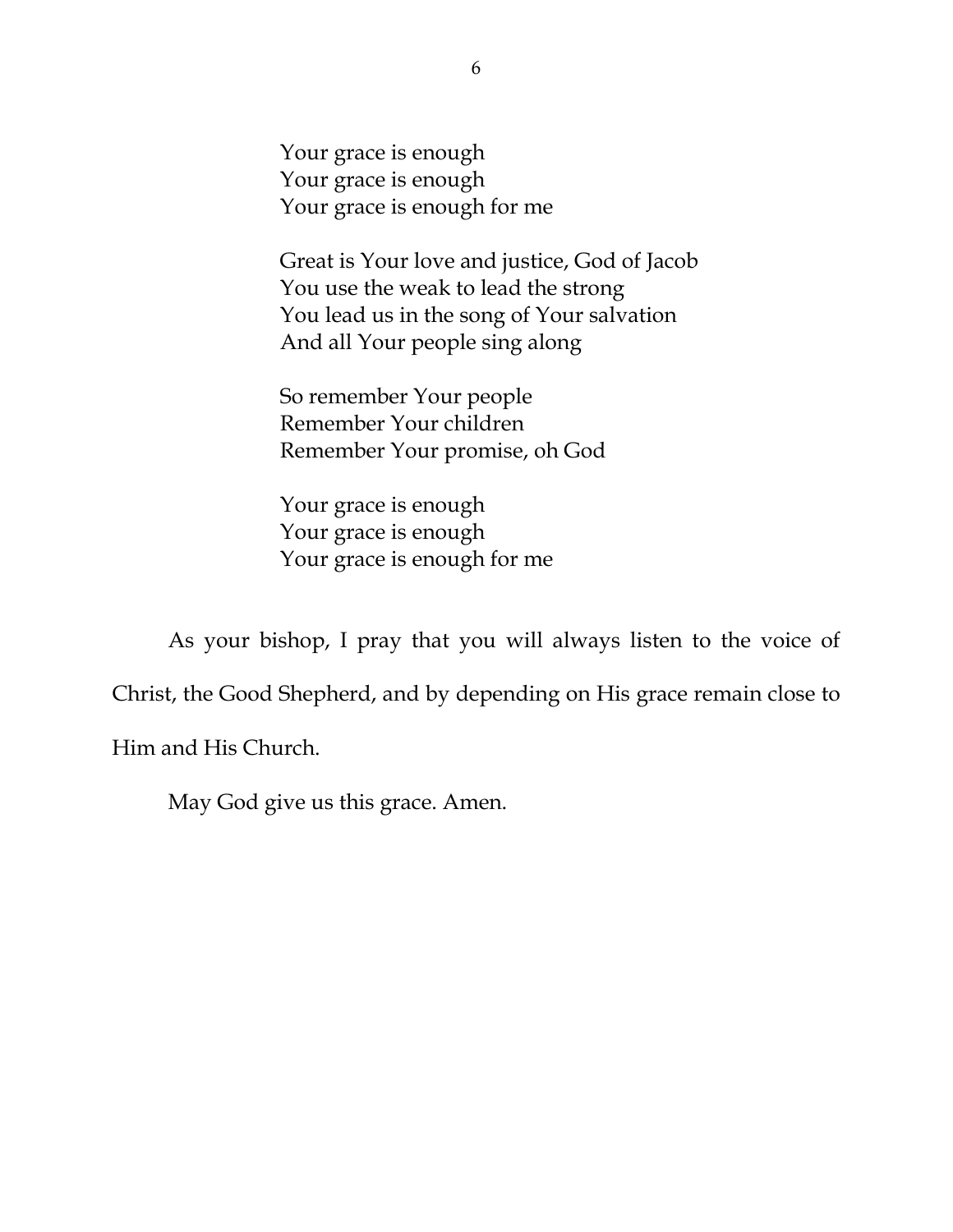Your grace is enough
Your grace is enough
Your grace is enough for me

Great is Your love and justice, God of Jacob
You use the weak to lead the strong
You lead us in the song of Your salvation
And all Your people sing along

So remember Your people
Remember Your children
Remember Your promise, oh God

Your grace is enough
Your grace is enough
Your grace is enough for me

As your bishop, I pray that you will always listen to the voice of Christ, the Good Shepherd, and by depending on His grace remain close to Him and His Church.

May God give us this grace. Amen.